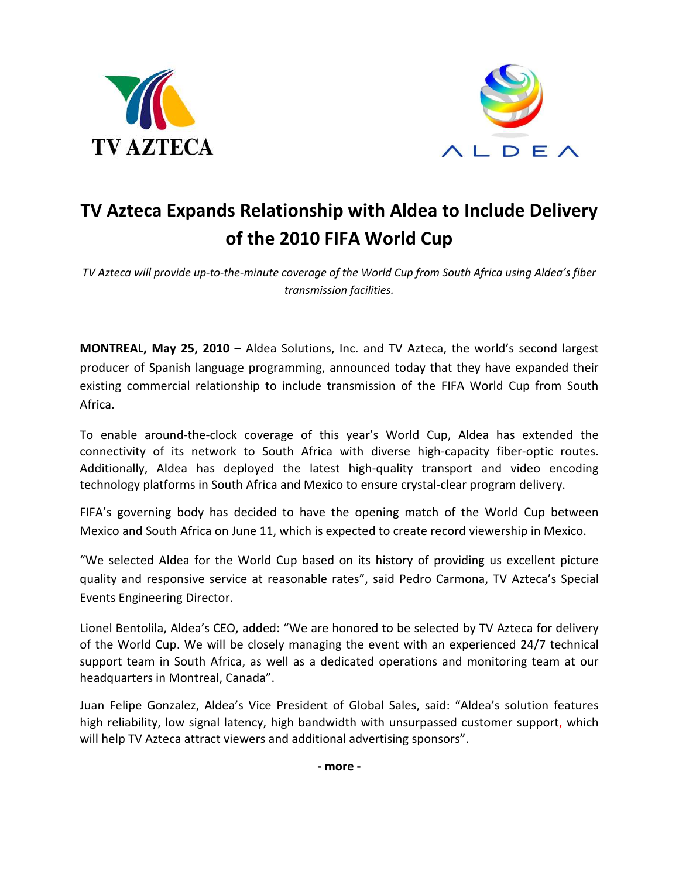TV AZTECA

ALDEA

# TV Azteca Expands Relationship with Aldea to Include Delivery of the 2010 FIFA World Cup

*TV Azteca will provide up-to-the-minute coverage of the World Cup from South Africa using Aldea's fiber transmission facilities.*

**MONTREAL, May 25, 2010** – Aldea Solutions, Inc. and TV Azteca, the world's second largest producer of Spanish language programming, announced today that they have expanded their existing commercial relationship to include transmission of the FIFA World Cup from South Africa.

To enable around-the-clock coverage of this year's World Cup, Aldea has extended the connectivity of its network to South Africa with diverse high-capacity fiber-optic routes. Additionally, Aldea has deployed the latest high-quality transport and video encoding technology platforms in South Africa and Mexico to ensure crystal-clear program delivery.

FIFA's governing body has decided to have the opening match of the World Cup between Mexico and South Africa on June 11, which is expected to create record viewership in Mexico.

"We selected Aldea for the World Cup based on its history of providing us excellent picture quality and responsive service at reasonable rates", said Pedro Carmona, TV Azteca's Special Events Engineering Director.

Lionel Bentolila, Aldea's CEO, added: "We are honored to be selected by TV Azteca for delivery of the World Cup. We will be closely managing the event with an experienced 24/7 technical support team in South Africa, as well as a dedicated operations and monitoring team at our headquarters in Montreal, Canada".

Juan Felipe Gonzalez, Aldea's Vice President of Global Sales, said: "Aldea's solution features high reliability, low signal latency, high bandwidth with unsurpassed customer support, which will help TV Azteca attract viewers and additional advertising sponsors".

**- more -**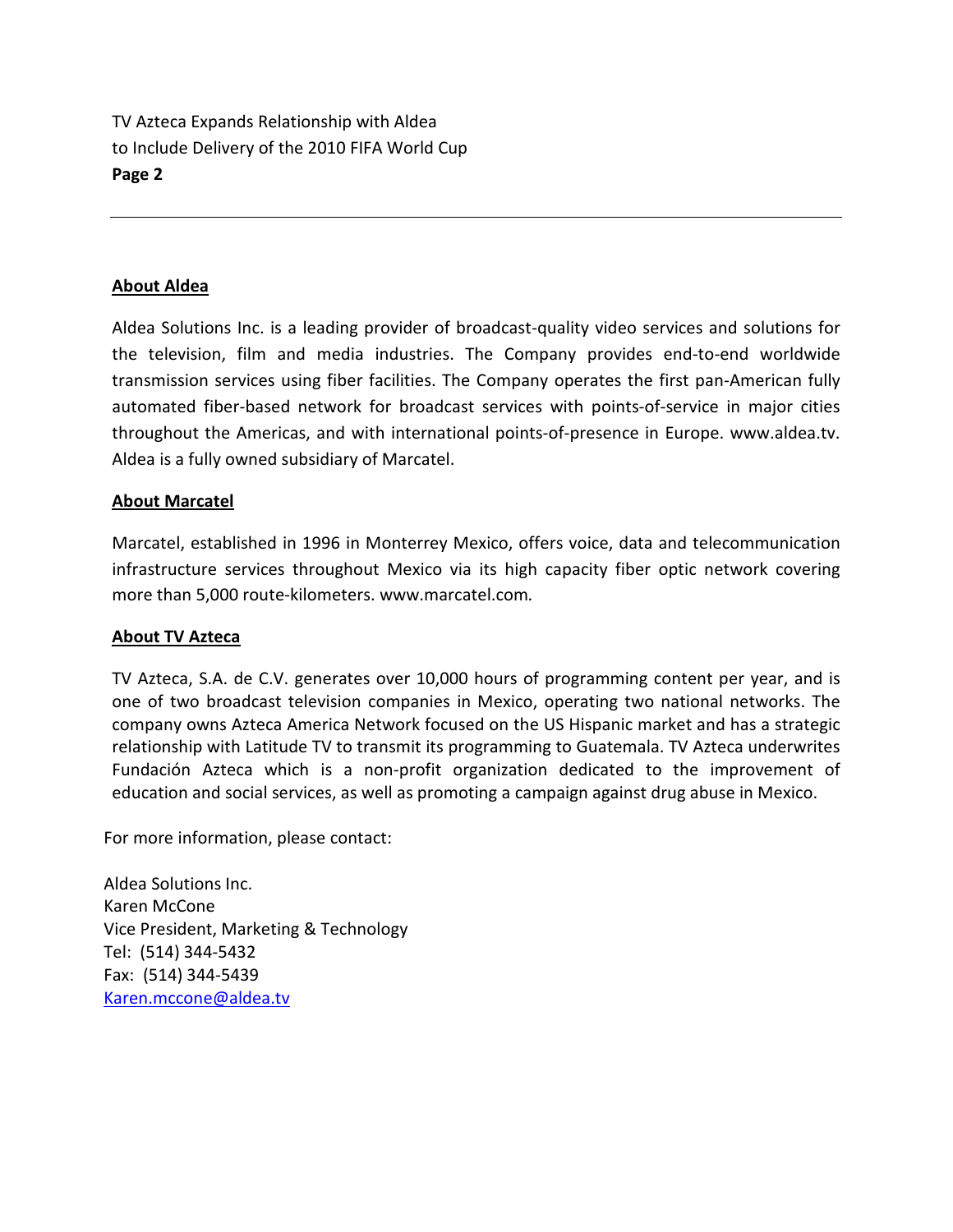## About Aldea

Aldea Solutions Inc. is a leading provider of broadcast-quality video services and solutions for the television, film and media industries. The Company provides end-to-end worldwide transmission services using fiber facilities. The Company operates the first pan-American fully automated fiber-based network for broadcast services with points-of-service in major cities throughout the Americas, and with international points-of-presence in Europe. www.aldea.tv. Aldea is a fully owned subsidiary of Marcatel.

## About Marcatel

Marcatel, established in 1996 in Monterrey Mexico, offers voice, data and telecommunication infrastructure services throughout Mexico via its high capacity fiber optic network covering more than 5,000 route-kilometers. www.marcatel.com.

## About TV Azteca

TV Azteca, S.A. de C.V. generates over 10,000 hours of programming content per year, and is one of two broadcast television companies in Mexico, operating two national networks. The company owns Azteca America Network focused on the US Hispanic market and has a strategic relationship with Latitude TV to transmit its programming to Guatemala. TV Azteca underwrites Fundación Azteca which is a non-profit organization dedicated to the improvement of education and social services, as well as promoting a campaign against drug abuse in Mexico.

For more information, please contact:

Aldea Solutions Inc.
Karen McCone
Vice President, Marketing & Technology
Tel: (514) 344-5432
Fax: (514) 344-5439
Karen.mccone@aldea.tv